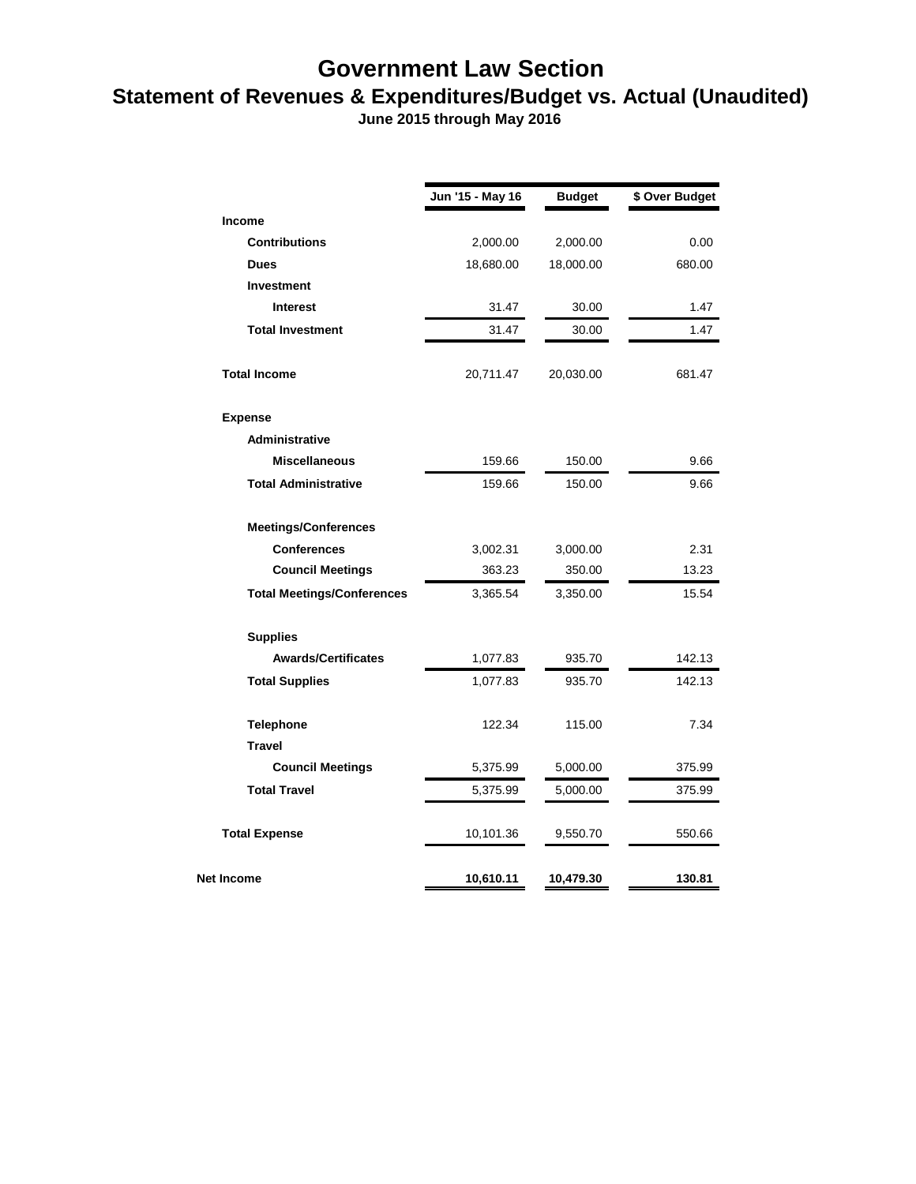# Government Law Section

## Statement of Revenues & Expenditures/Budget vs. Actual (Unaudited)

**June 2015 through May 2016**

| | Jun '15 - May 16 | Budget | $ Over Budget |
|---|---|---|---|
| **Income** | | | |
| **Contributions** | 2,000.00 | 2,000.00 | 0.00 |
| **Dues** | 18,680.00 | 18,000.00 | 680.00 |
| **Investment** | | | |
| **Interest** | 31.47 | 30.00 | 1.47 |
| **Total Investment** | 31.47 | 30.00 | 1.47 |
| **Total Income** | 20,711.47 | 20,030.00 | 681.47 |
| **Expense** | | | |
| **Administrative** | | | |
| **Miscellaneous** | 159.66 | 150.00 | 9.66 |
| **Total Administrative** | 159.66 | 150.00 | 9.66 |
| **Meetings/Conferences** | | | |
| **Conferences** | 3,002.31 | 3,000.00 | 2.31 |
| **Council Meetings** | 363.23 | 350.00 | 13.23 |
| **Total Meetings/Conferences** | 3,365.54 | 3,350.00 | 15.54 |
| **Supplies** | | | |
| **Awards/Certificates** | 1,077.83 | 935.70 | 142.13 |
| **Total Supplies** | 1,077.83 | 935.70 | 142.13 |
| **Telephone** | 122.34 | 115.00 | 7.34 |
| **Travel** | | | |
| **Council Meetings** | 5,375.99 | 5,000.00 | 375.99 |
| **Total Travel** | 5,375.99 | 5,000.00 | 375.99 |
| **Total Expense** | 10,101.36 | 9,550.70 | 550.66 |
| **Net Income** | **10,610.11** | **10,479.30** | **130.81** |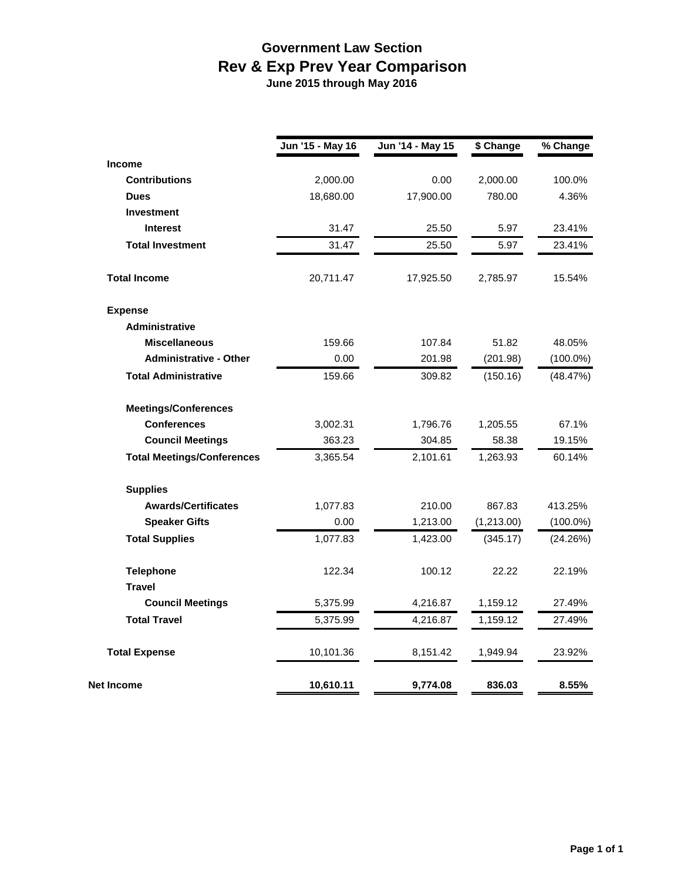# Government Law Section

## Rev & Exp Prev Year Comparison

### June 2015 through May 2016

| | Jun '15 - May 16 | Jun '14 - May 15 | $ Change | % Change |
|---|---|---|---|---|
| **Income** | | | | |
| **Contributions** | 2,000.00 | 0.00 | 2,000.00 | 100.0% |
| **Dues** | 18,680.00 | 17,900.00 | 780.00 | 4.36% |
| **Investment** | | | | |
| **Interest** | 31.47 | 25.50 | 5.97 | 23.41% |
| **Total Investment** | 31.47 | 25.50 | 5.97 | 23.41% |
| **Total Income** | 20,711.47 | 17,925.50 | 2,785.97 | 15.54% |
| **Expense** | | | | |
| **Administrative** | | | | |
| **Miscellaneous** | 159.66 | 107.84 | 51.82 | 48.05% |
| **Administrative - Other** | 0.00 | 201.98 | (201.98) | (100.0%) |
| **Total Administrative** | 159.66 | 309.82 | (150.16) | (48.47%) |
| **Meetings/Conferences** | | | | |
| **Conferences** | 3,002.31 | 1,796.76 | 1,205.55 | 67.1% |
| **Council Meetings** | 363.23 | 304.85 | 58.38 | 19.15% |
| **Total Meetings/Conferences** | 3,365.54 | 2,101.61 | 1,263.93 | 60.14% |
| **Supplies** | | | | |
| **Awards/Certificates** | 1,077.83 | 210.00 | 867.83 | 413.25% |
| **Speaker Gifts** | 0.00 | 1,213.00 | (1,213.00) | (100.0%) |
| **Total Supplies** | 1,077.83 | 1,423.00 | (345.17) | (24.26%) |
| **Telephone** | 122.34 | 100.12 | 22.22 | 22.19% |
| **Travel** | | | | |
| **Council Meetings** | 5,375.99 | 4,216.87 | 1,159.12 | 27.49% |
| **Total Travel** | 5,375.99 | 4,216.87 | 1,159.12 | 27.49% |
| **Total Expense** | 10,101.36 | 8,151.42 | 1,949.94 | 23.92% |
| **Net Income** | **10,610.11** | **9,774.08** | **836.03** | **8.55%** |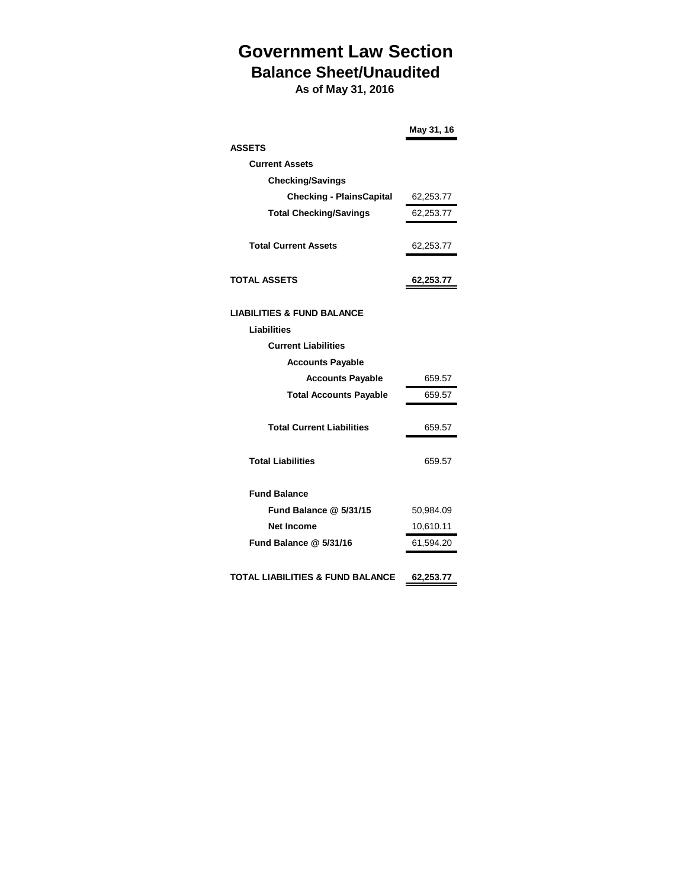# Government Law Section

## Balance Sheet/Unaudited

### As of May 31, 2016

| | May 31, 16 |
|---|---|
| **ASSETS** | |
| **Current Assets** | |
| **Checking/Savings** | |
| **Checking - PlainsCapital** | 62,253.77 |
| **Total Checking/Savings** | 62,253.77 |
| **Total Current Assets** | 62,253.77 |
| **TOTAL ASSETS** | **62,253.77** |
| **LIABILITIES & FUND BALANCE** | |
| **Liabilities** | |
| **Current Liabilities** | |
| **Accounts Payable** | |
| **Accounts Payable** | 659.57 |
| **Total Accounts Payable** | 659.57 |
| **Total Current Liabilities** | 659.57 |
| **Total Liabilities** | 659.57 |
| **Fund Balance** | |
| **Fund Balance @ 5/31/15** | 50,984.09 |
| **Net Income** | 10,610.11 |
| **Fund Balance @ 5/31/16** | 61,594.20 |
| **TOTAL LIABILITIES & FUND BALANCE** | **62,253.77** |